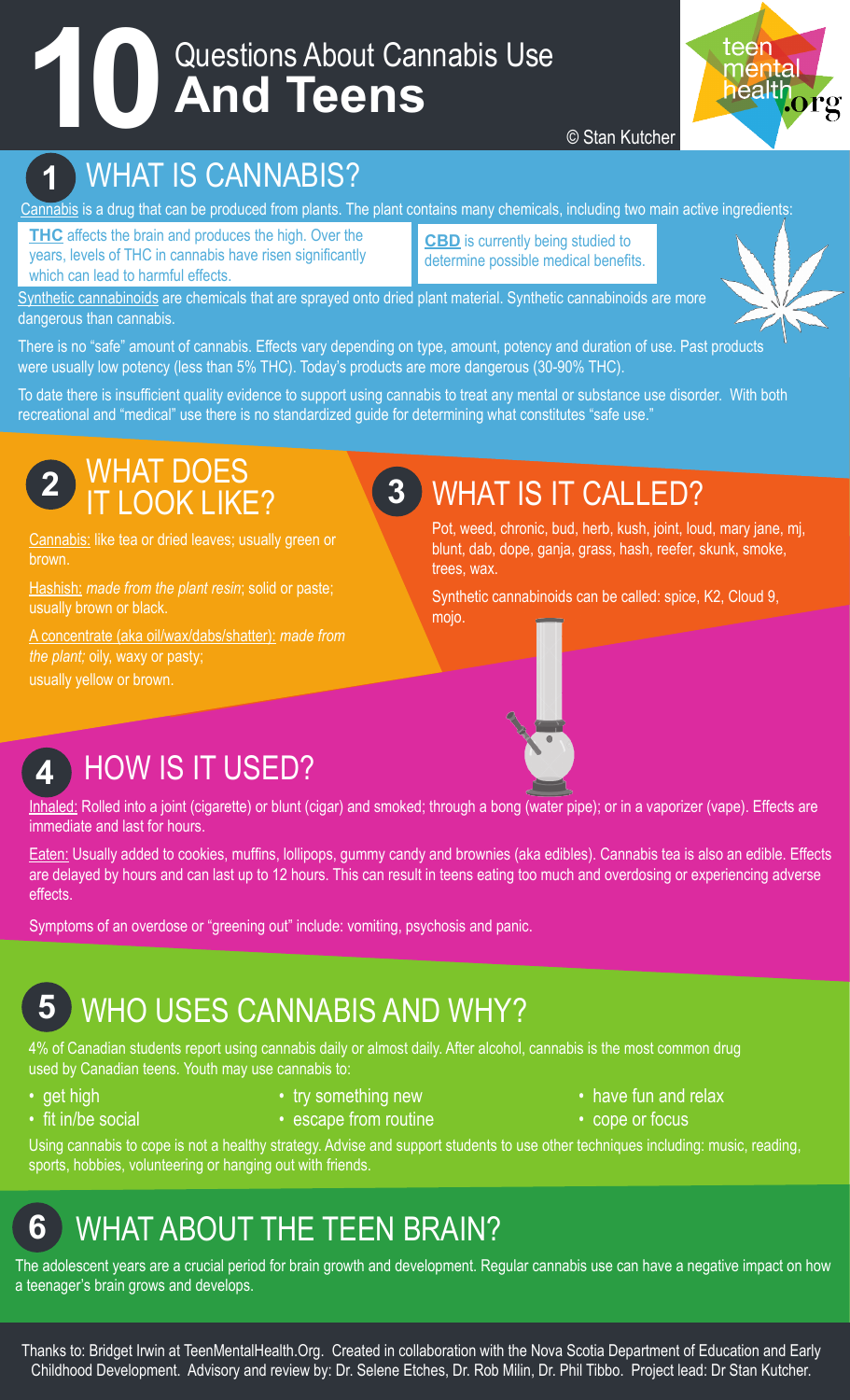# 10 Questions About Cannabis Use And Teens

© Stan Kutcher

teenmentalhealth.org

## 1 WHAT IS CANNABIS?

Cannabis is a drug that can be produced from plants. The plant contains many chemicals, including two main active ingredients:

**THC** affects the brain and produces the high. Over the years, levels of THC in cannabis have risen significantly which can lead to harmful effects.

**CBD** is currently being studied to determine possible medical benefits.

Synthetic cannabinoids are chemicals that are sprayed onto dried plant material. Synthetic cannabinoids are more dangerous than cannabis.

There is no "safe" amount of cannabis. Effects vary depending on type, amount, potency and duration of use. Past products were usually low potency (less than 5% THC). Today's products are more dangerous (30-90% THC).

To date there is insufficient quality evidence to support using cannabis to treat any mental or substance use disorder. With both recreational and "medical" use there is no standardized guide for determining what constitutes "safe use."

## 2 WHAT DOES IT LOOK LIKE?

Cannabis: like tea or dried leaves; usually green or brown.

Hashish: *made from the plant resin*; solid or paste; usually brown or black.

A concentrate (aka oil/wax/dabs/shatter): *made from the plant;* oily, waxy or pasty; usually yellow or brown.

## 3 WHAT IS IT CALLED?

Pot, weed, chronic, bud, herb, kush, joint, loud, mary jane, mj, blunt, dab, dope, ganja, grass, hash, reefer, skunk, smoke, trees, wax.

Synthetic cannabinoids can be called: spice, K2, Cloud 9, mojo.

## 4 HOW IS IT USED?

Inhaled: Rolled into a joint (cigarette) or blunt (cigar) and smoked; through a bong (water pipe); or in a vaporizer (vape). Effects are immediate and last for hours.

Eaten: Usually added to cookies, muffins, lollipops, gummy candy and brownies (aka edibles). Cannabis tea is also an edible. Effects are delayed by hours and can last up to 12 hours. This can result in teens eating too much and overdosing or experiencing adverse effects.

Symptoms of an overdose or "greening out" include: vomiting, psychosis and panic.

## 5 WHO USES CANNABIS AND WHY?

4% of Canadian students report using cannabis daily or almost daily. After alcohol, cannabis is the most common drug used by Canadian teens. Youth may use cannabis to:

- get high
- fit in/be social
- try something new
- escape from routine
- have fun and relax
- cope or focus

Using cannabis to cope is not a healthy strategy. Advise and support students to use other techniques including: music, reading, sports, hobbies, volunteering or hanging out with friends.

## 6 WHAT ABOUT THE TEEN BRAIN?

The adolescent years are a crucial period for brain growth and development. Regular cannabis use can have a negative impact on how a teenager's brain grows and develops.

Thanks to: Bridget Irwin at TeenMentalHealth.Org. Created in collaboration with the Nova Scotia Department of Education and Early Childhood Development. Advisory and review by: Dr. Selene Etches, Dr. Rob Milin, Dr. Phil Tibbo. Project lead: Dr Stan Kutcher.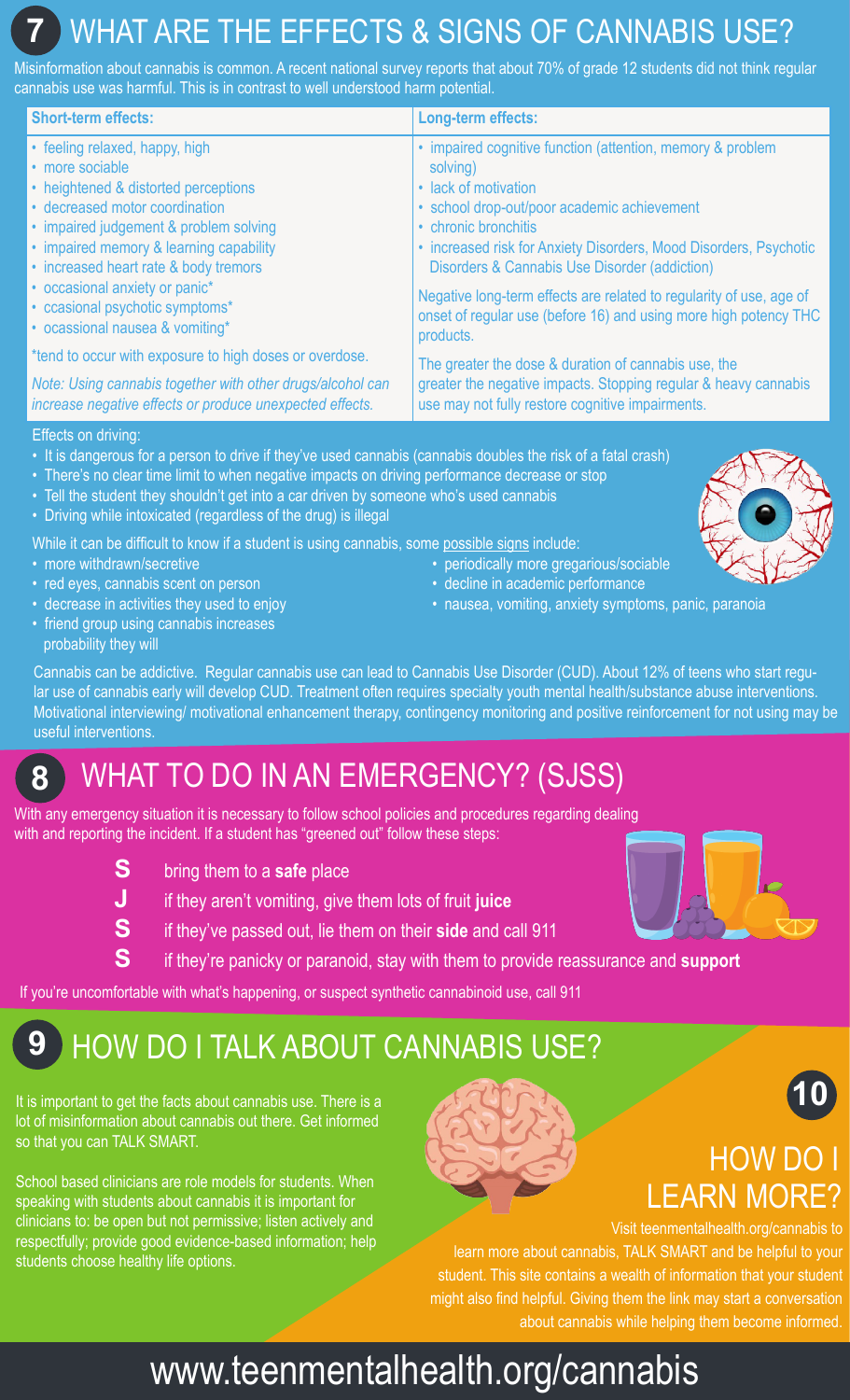# 7 WHAT ARE THE EFFECTS & SIGNS OF CANNABIS USE?

Misinformation about cannabis is common. A recent national survey reports that about 70% of grade 12 students did not think regular cannabis use was harmful. This is in contrast to well understood harm potential.

| Short-term effects: | Long-term effects: |
|---|---|
| • feeling relaxed, happy, high<br>• more sociable<br>• heightened & distorted perceptions<br>• decreased motor coordination<br>• impaired judgement & problem solving<br>• impaired memory & learning capability<br>• increased heart rate & body tremors<br>• occasional anxiety or panic*<br>• ccasional psychotic symptoms*<br>• ocassional nausea & vomiting*<br><br>*tend to occur with exposure to high doses or overdose.<br><br>*Note: Using cannabis together with other drugs/alcohol can increase negative effects or produce unexpected effects.* | • impaired cognitive function (attention, memory & problem solving)<br>• lack of motivation<br>• school drop-out/poor academic achievement<br>• chronic bronchitis<br>• increased risk for Anxiety Disorders, Mood Disorders, Psychotic Disorders & Cannabis Use Disorder (addiction)<br><br>Negative long-term effects are related to regularity of use, age of onset of regular use (before 16) and using more high potency THC products.<br><br>The greater the dose & duration of cannabis use, the greater the negative impacts. Stopping regular & heavy cannabis use may not fully restore cognitive impairments. |

Effects on driving:

- It is dangerous for a person to drive if they've used cannabis (cannabis doubles the risk of a fatal crash)
- There's no clear time limit to when negative impacts on driving performance decrease or stop
- Tell the student they shouldn't get into a car driven by someone who's used cannabis
- Driving while intoxicated (regardless of the drug) is illegal

While it can be difficult to know if a student is using cannabis, some possible signs include:

- more withdrawn/secretive
- red eyes, cannabis scent on person
- decrease in activities they used to enjoy
- friend group using cannabis increases probability they will
- periodically more gregarious/sociable
- decline in academic performance
- nausea, vomiting, anxiety symptoms, panic, paranoia

Cannabis can be addictive. Regular cannabis use can lead to Cannabis Use Disorder (CUD). About 12% of teens who start regular use of cannabis early will develop CUD. Treatment often requires specialty youth mental health/substance abuse interventions. Motivational interviewing/ motivational enhancement therapy, contingency monitoring and positive reinforcement for not using may be useful interventions.

# 8 WHAT TO DO IN AN EMERGENCY? (SJSS)

With any emergency situation it is necessary to follow school policies and procedures regarding dealing with and reporting the incident. If a student has "greened out" follow these steps:

- **S** bring them to a **safe** place
- **J** if they aren't vomiting, give them lots of fruit **juice**
- **S** if they've passed out, lie them on their **side** and call 911
- **S** if they're panicky or paranoid, stay with them to provide reassurance and **support**

If you're uncomfortable with what's happening, or suspect synthetic cannabinoid use, call 911

# 9 HOW DO I TALK ABOUT CANNABIS USE?

It is important to get the facts about cannabis use. There is a lot of misinformation about cannabis out there. Get informed so that you can TALK SMART.

School based clinicians are role models for students. When speaking with students about cannabis it is important for clinicians to: be open but not permissive; listen actively and respectfully; provide good evidence-based information; help students choose healthy life options.

# 10 HOW DO I LEARN MORE?

Visit teenmentalhealth.org/cannabis to learn more about cannabis, TALK SMART and be helpful to your student. This site contains a wealth of information that your student might also find helpful. Giving them the link may start a conversation about cannabis while helping them become informed.

www.teenmentalhealth.org/cannabis